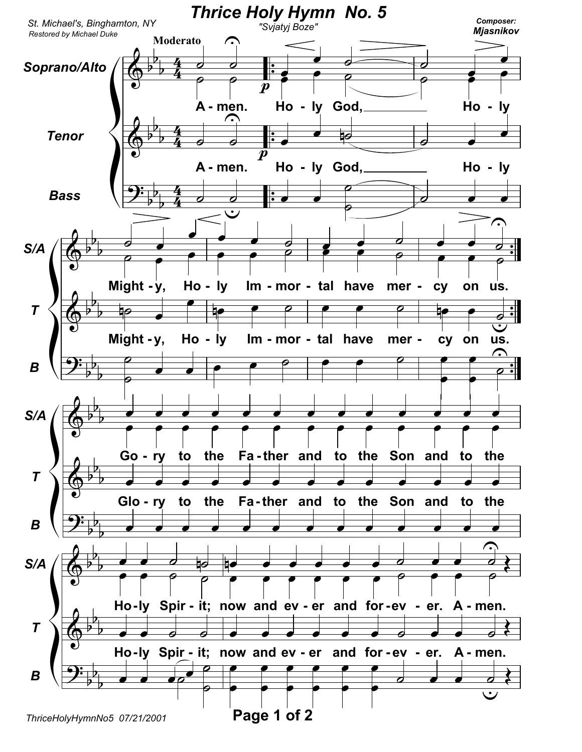# Thrice Holy Hymn No. 5

St. Michael's, Binghamton, NY

Restored by Michael Duke

"Svjatyj Boze"

Composer: **Mjasnikov**

Moderato

Soprano/Alto

Tenor

Bass

A - men. Ho - ly God, Ho - ly Might - y, Ho - ly Im - mor - tal have mer - cy on us.

Go - ry to the Fa - ther and to the Son and to the Ho - ly Spir - it; now and ev - er and for - ev - er. A - men.

Glo - ry to the Fa - ther and to the Son and to the Ho - ly Spir - it; now and ev - er and for - ev - er. A - men.

ThriceHolyHymnNo5 07/21/2001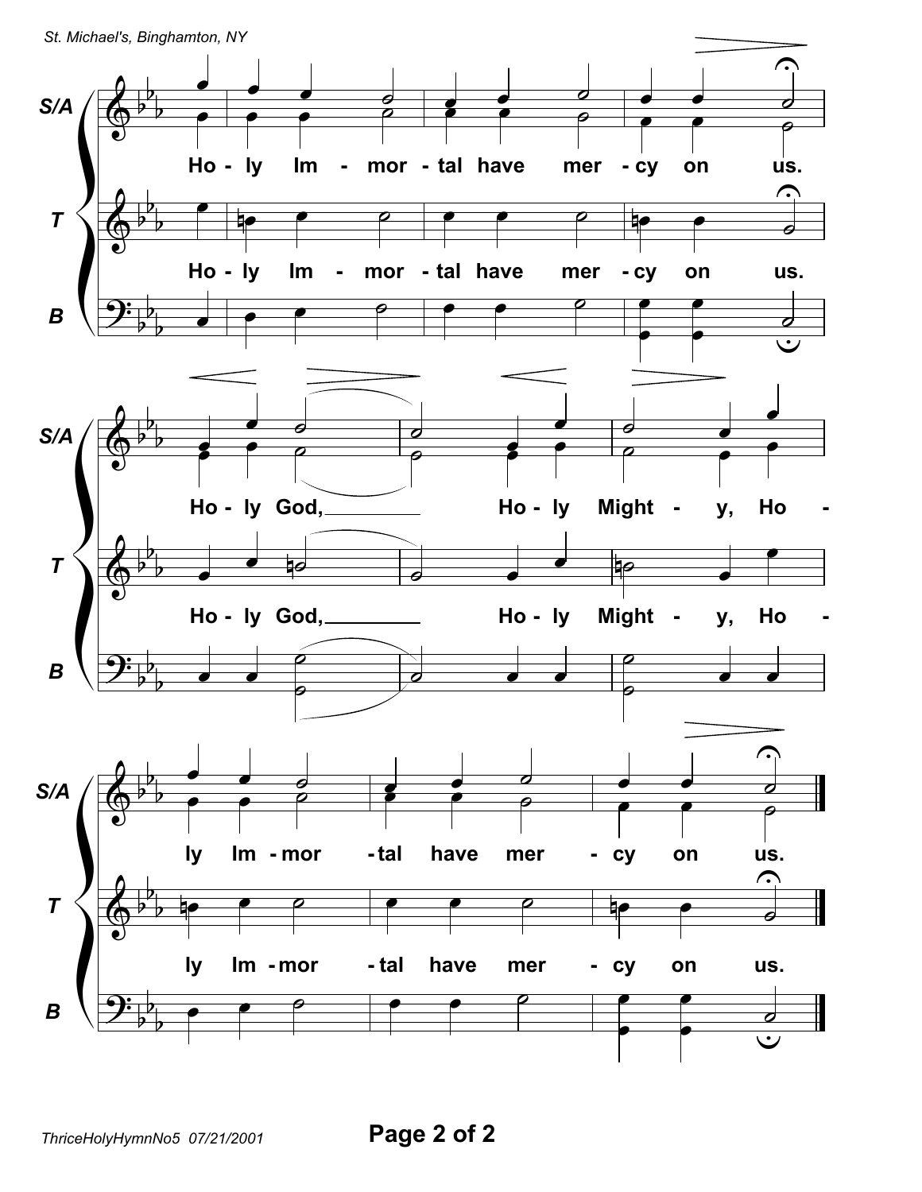S/A

Ho - ly Im - mor - tal have mer - cy on us.

T

Ho - ly Im - mor - tal have mer - cy on us.

B

S/A

Ho - ly God, Ho - ly Might - y, Ho -

T

Ho - ly God, Ho - ly Might - y, Ho -

B

S/A

ly Im - mor - tal have mer - cy on us.

T

ly Im - mor - tal have mer - cy on us.

B